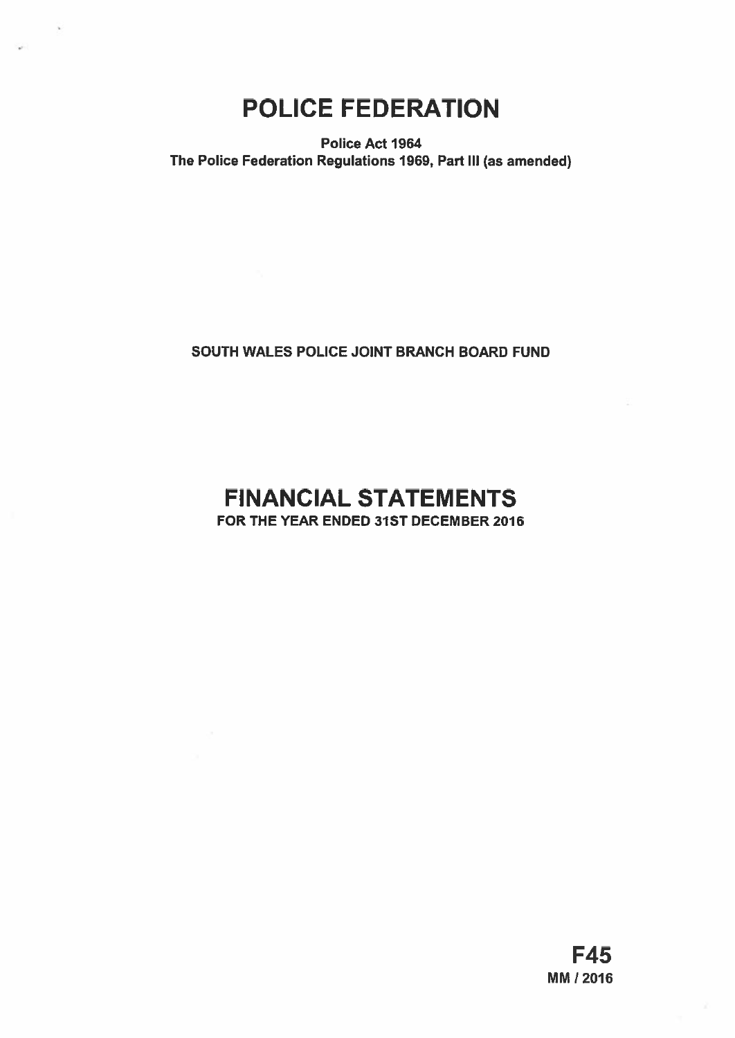# POLICE FEDERATION

**Police Act 1964**
**The Police Federation Regulations 1969, Part III (as amended)**

**SOUTH WALES POLICE JOINT BRANCH BOARD FUND**

# FINANCIAL STATEMENTS

**FOR THE YEAR ENDED 31ST DECEMBER 2016**

**F45**
**MM / 2016**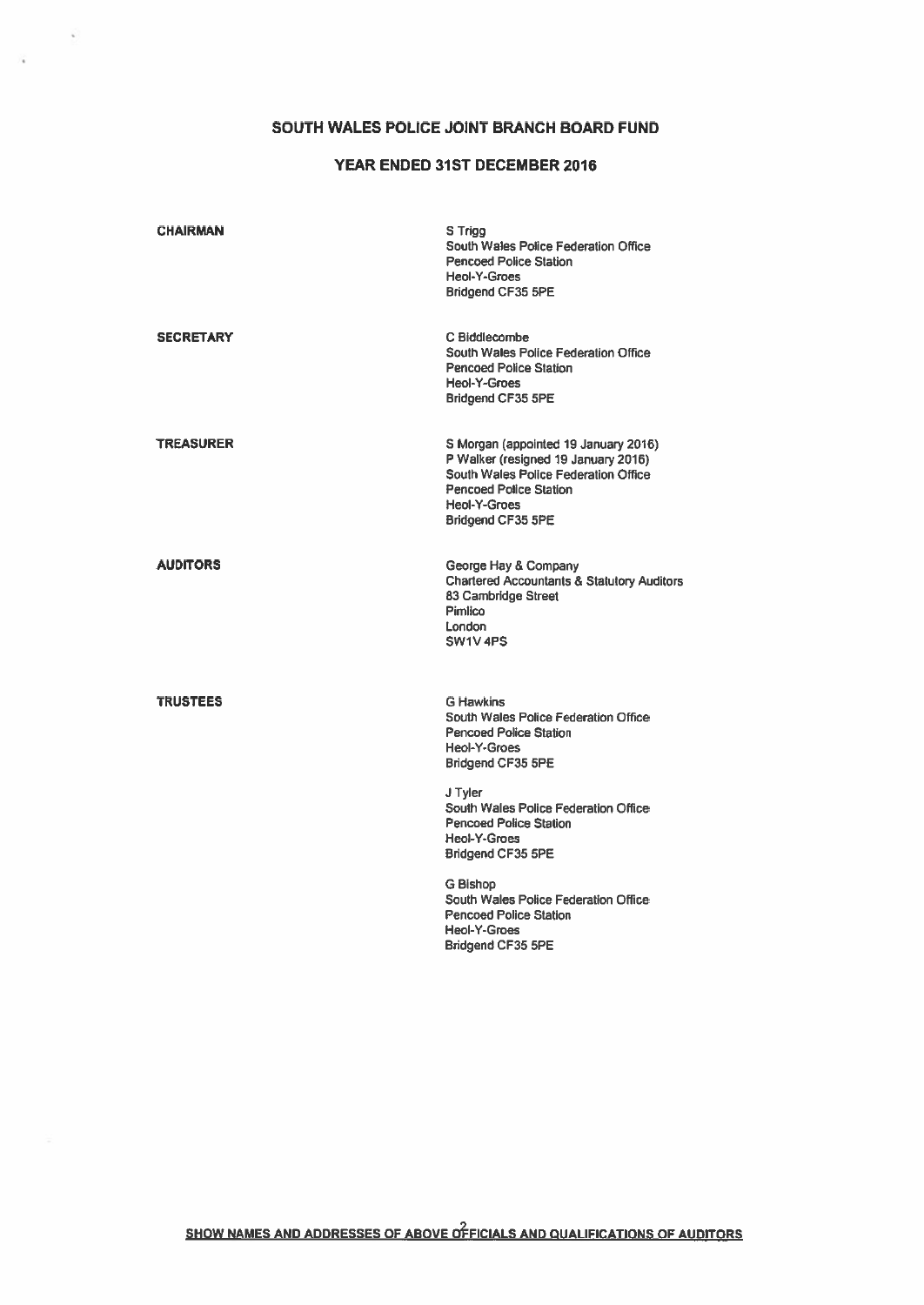# SOUTH WALES POLICE JOINT BRANCH BOARD FUND

## YEAR ENDED 31ST DECEMBER 2016

| | |
|---|---|
| **CHAIRMAN** | S Trigg<br>South Wales Police Federation Office<br>Pencoed Police Station<br>Heol-Y-Groes<br>Bridgend CF35 5PE |
| **SECRETARY** | C Biddlecombe<br>South Wales Police Federation Office<br>Pencoed Police Station<br>Heol-Y-Groes<br>Bridgend CF35 5PE |
| **TREASURER** | S Morgan (appointed 19 January 2016)<br>P Walker (resigned 19 January 2016)<br>South Wales Police Federation Office<br>Pencoed Police Station<br>Heol-Y-Groes<br>Bridgend CF35 5PE |
| **AUDITORS** | George Hay & Company<br>Chartered Accountants & Statutory Auditors<br>83 Cambridge Street<br>Pimlico<br>London<br>SW1V 4PS |
| **TRUSTEES** | G Hawkins<br>South Wales Police Federation Office<br>Pencoed Police Station<br>Heol-Y-Groes<br>Bridgend CF35 5PE<br><br>J Tyler<br>South Wales Police Federation Office<br>Pencoed Police Station<br>Heol-Y-Groes<br>Bridgend CF35 5PE<br><br>G Bishop<br>South Wales Police Federation Office<br>Pencoed Police Station<br>Heol-Y-Groes<br>Bridgend CF35 5PE |

**SHOW NAMES AND ADDRESSES OF ABOVE OFFICIALS AND QUALIFICATIONS OF AUDITORS**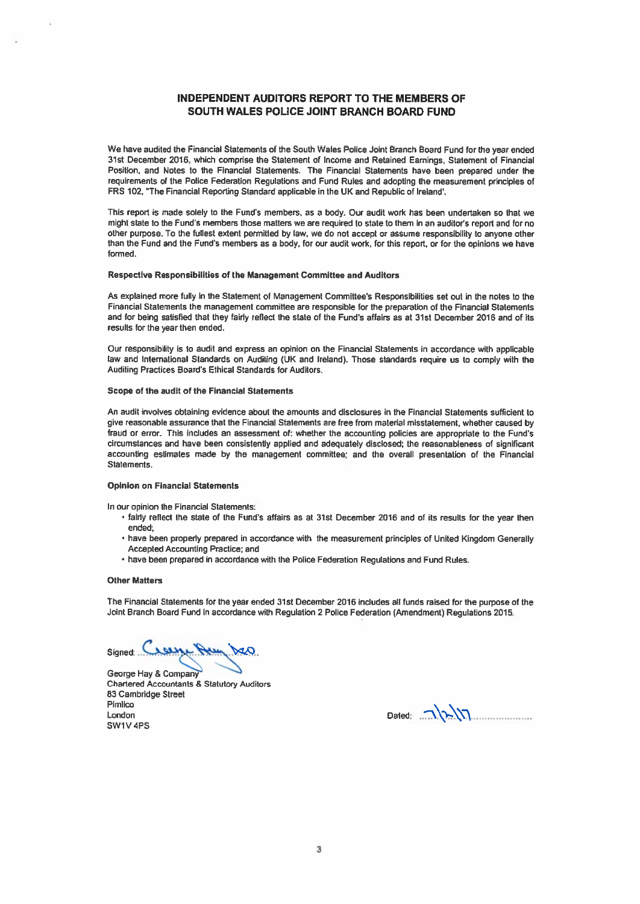# INDEPENDENT AUDITORS REPORT TO THE MEMBERS OF SOUTH WALES POLICE JOINT BRANCH BOARD FUND

We have audited the Financial Statements of the South Wales Police Joint Branch Board Fund for the year ended 31st December 2016, which comprise the Statement of Income and Retained Earnings, Statement of Financial Position, and Notes to the Financial Statements. The Financial Statements have been prepared under the requirements of the Police Federation Regulations and Fund Rules and adopting the measurement principles of FRS 102, "The Financial Reporting Standard applicable in the UK and Republic of Ireland'.

This report is made solely to the Fund's members, as a body. Our audit work has been undertaken so that we might state to the Fund's members those matters we are required to state to them in an auditor's report and for no other purpose. To the fullest extent permitted by law, we do not accept or assume responsibility to anyone other than the Fund and the Fund's members as a body, for our audit work, for this report, or for the opinions we have formed.

### Respective Responsibilities of the Management Committee and Auditors

As explained more fully in the Statement of Management Committee's Responsibilities set out in the notes to the Financial Statements the management committee are responsible for the preparation of the Financial Statements and for being satisfied that they fairly reflect the state of the Fund's affairs as at 31st December 2016 and of its results for the year then ended.

Our responsibility is to audit and express an opinion on the Financial Statements in accordance with applicable law and International Standards on Auditing (UK and Ireland). Those standards require us to comply with the Auditing Practices Board's Ethical Standards for Auditors.

### Scope of the audit of the Financial Statements

An audit involves obtaining evidence about the amounts and disclosures in the Financial Statements sufficient to give reasonable assurance that the Financial Statements are free from material misstatement, whether caused by fraud or error. This includes an assessment of: whether the accounting policies are appropriate to the Fund's circumstances and have been consistently applied and adequately disclosed; the reasonableness of significant accounting estimates made by the management committee; and the overall presentation of the Financial Statements.

### Opinion on Financial Statements

In our opinion the Financial Statements:

- fairly reflect the state of the Fund's affairs as at 31st December 2016 and of its results for the year then ended;
- have been properly prepared in accordance with the measurement principles of United Kingdom Generally Accepted Accounting Practice; and
- have been prepared in accordance with the Police Federation Regulations and Fund Rules.

### Other Matters

The Financial Statements for the year ended 31st December 2016 includes all funds raised for the purpose of the Joint Branch Board Fund in accordance with Regulation 2 Police Federation (Amendment) Regulations 2015.

Signed: George Hay & Co.

George Hay & Company
Chartered Accountants & Statutory Auditors
83 Cambridge Street
Pimlico
London
SW1V 4PS

Dated: 7/2/17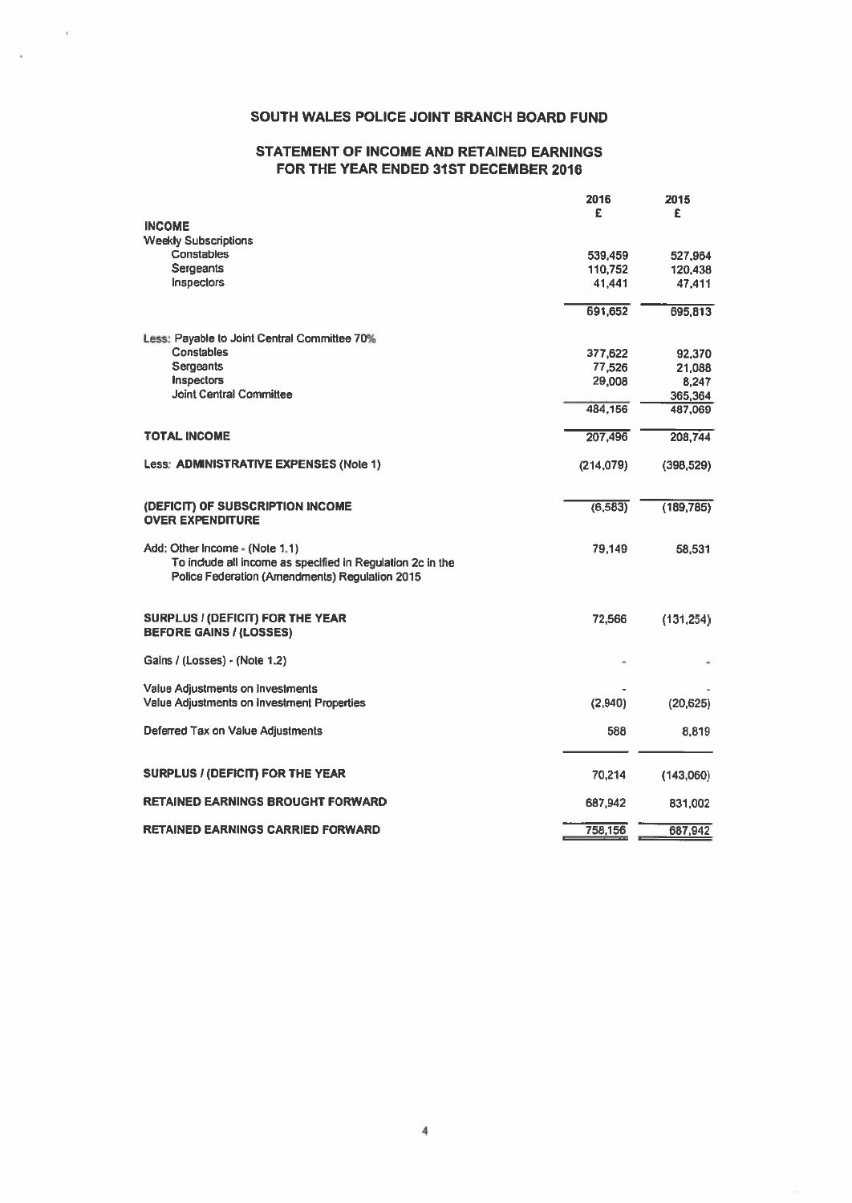# SOUTH WALES POLICE JOINT BRANCH BOARD FUND

## STATEMENT OF INCOME AND RETAINED EARNINGS FOR THE YEAR ENDED 31ST DECEMBER 2016

| | 2016 | 2015 |
|---|---|---|
| | £ | £ |
| **INCOME** | | |
| Weekly Subscriptions | | |
| Constables | 539,459 | 527,964 |
| Sergeants | 110,752 | 120,438 |
| Inspectors | 41,441 | 47,411 |
| | 691,652 | 695,813 |
| Less: Payable to Joint Central Committee 70% | | |
| Constables | 377,622 | 92,370 |
| Sergeants | 77,526 | 21,088 |
| Inspectors | 29,008 | 8,247 |
| Joint Central Committee | | 365,364 |
| | 484,156 | 487,069 |
| **TOTAL INCOME** | 207,496 | 208,744 |
| Less: **ADMINISTRATIVE EXPENSES** (Note 1) | (214,079) | (398,529) |
| **(DEFICIT) OF SUBSCRIPTION INCOME OVER EXPENDITURE** | (6,583) | (189,785) |
| Add: Other Income - (Note 1.1) To include all income as specified in Regulation 2c in the Police Federation (Amendments) Regulation 2015 | 79,149 | 58,531 |
| **SURPLUS / (DEFICIT) FOR THE YEAR BEFORE GAINS / (LOSSES)** | 72,566 | (131,254) |
| Gains / (Losses) - (Note 1.2) | - | - |
| Value Adjustments on Investments | - | - |
| Value Adjustments on Investment Properties | (2,940) | (20,625) |
| Deferred Tax on Value Adjustments | 588 | 8,819 |
| **SURPLUS / (DEFICIT) FOR THE YEAR** | 70,214 | (143,060) |
| **RETAINED EARNINGS BROUGHT FORWARD** | 687,942 | 831,002 |
| **RETAINED EARNINGS CARRIED FORWARD** | 758,156 | 687,942 |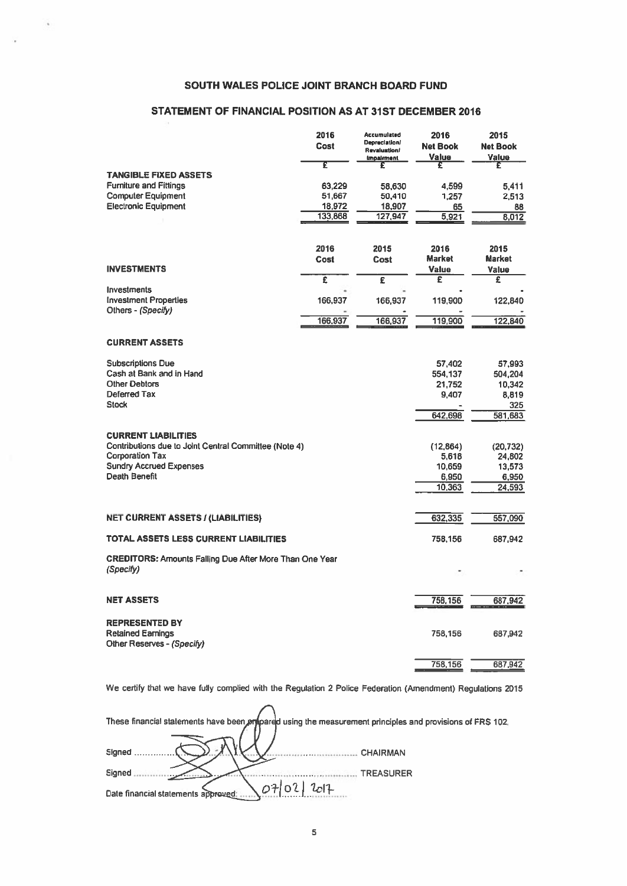# SOUTH WALES POLICE JOINT BRANCH BOARD FUND

## STATEMENT OF FINANCIAL POSITION AS AT 31ST DECEMBER 2016

| | 2016 Cost | Accumulated Depreciation/ Revaluation/ Impairment | 2016 Net Book Value | 2015 Net Book Value |
|---|---|---|---|---|
| | £ | £ | £ | £ |
| **TANGIBLE FIXED ASSETS** | | | | |
| Furniture and Fittings | 63,229 | 58,630 | 4,599 | 5,411 |
| Computer Equipment | 51,667 | 50,410 | 1,257 | 2,513 |
| Electronic Equipment | 18,972 | 18,907 | 65 | 88 |
| | 133,868 | 127,947 | 5,921 | 8,012 |

| **INVESTMENTS** | 2016 Cost | 2015 Cost | 2016 Market Value | 2015 Market Value |
|---|---|---|---|---|
| | £ | £ | £ | £ |
| Investments | - | - | - | - |
| Investment Properties | 166,937 | 166,937 | 119,900 | 122,840 |
| Others - *(Specify)* | - | - | - | - |
| | 166,937 | 166,937 | 119,900 | 122,840 |

| | 2016 | 2015 |
|---|---|---|
| **CURRENT ASSETS** | | |
| Subscriptions Due | 57,402 | 57,993 |
| Cash at Bank and in Hand | 554,137 | 504,204 |
| Other Debtors | 21,752 | 10,342 |
| Deferred Tax | 9,407 | 8,819 |
| Stock | - | 325 |
| | 642,698 | 581,683 |
| **CURRENT LIABILITIES** | | |
| Contributions due to Joint Central Committee (Note 4) | (12,864) | (20,732) |
| Corporation Tax | 5,618 | 24,802 |
| Sundry Accrued Expenses | 10,659 | 13,573 |
| Death Benefit | 6,950 | 6,950 |
| | 10,363 | 24,593 |
| **NET CURRENT ASSETS / (LIABILITIES)** | 632,335 | 557,090 |
| **TOTAL ASSETS LESS CURRENT LIABILITIES** | 758,156 | 687,942 |
| **CREDITORS:** Amounts Falling Due After More Than One Year *(Specify)* | - | - |
| **NET ASSETS** | 758,156 | 687,942 |
| **REPRESENTED BY** | | |
| Retained Earnings | 758,156 | 687,942 |
| Other Reserves - *(Specify)* | | |
| | 758,156 | 687,942 |

We certify that we have fully complied with the Regulation 2 Police Federation (Amendment) Regulations 2015

These financial statements have been prepared using the measurement principles and provisions of FRS 102.

Signed .................................................... CHAIRMAN

Signed .................................................... TREASURER

Date financial statements approved: 07/02/2017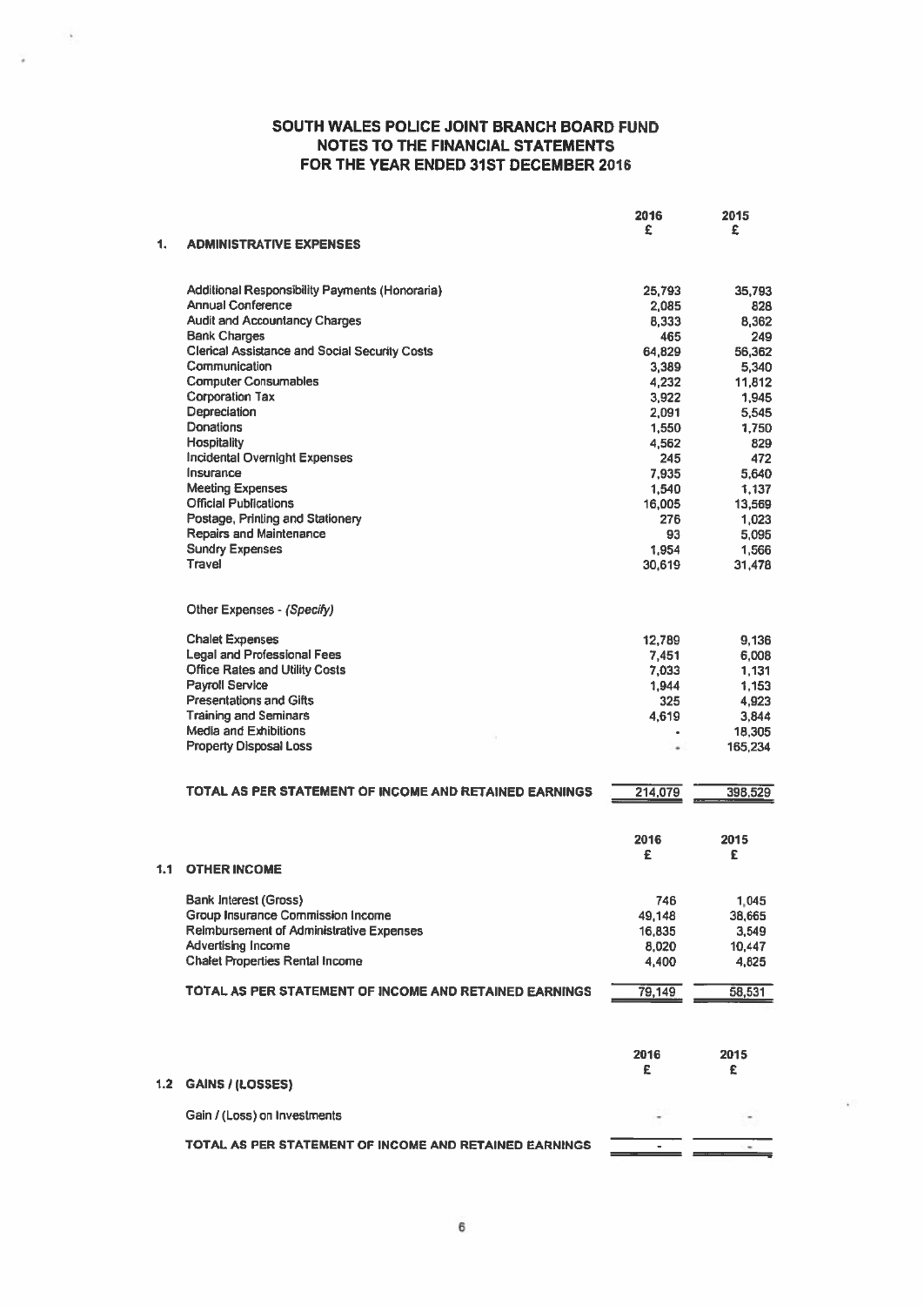# SOUTH WALES POLICE JOINT BRANCH BOARD FUND
## NOTES TO THE FINANCIAL STATEMENTS
## FOR THE YEAR ENDED 31ST DECEMBER 2016

| | | 2016 £ | 2015 £ |
|---|---|---|---|
| **1.** | **ADMINISTRATIVE EXPENSES** | | |
| | Additional Responsibility Payments (Honoraria) | 25,793 | 35,793 |
| | Annual Conference | 2,085 | 828 |
| | Audit and Accountancy Charges | 8,333 | 8,362 |
| | Bank Charges | 465 | 249 |
| | Clerical Assistance and Social Security Costs | 64,829 | 56,362 |
| | Communication | 3,389 | 5,340 |
| | Computer Consumables | 4,232 | 11,812 |
| | Corporation Tax | 3,922 | 1,945 |
| | Depreciation | 2,091 | 5,545 |
| | Donations | 1,550 | 1,750 |
| | Hospitality | 4,562 | 829 |
| | Incidental Overnight Expenses | 245 | 472 |
| | Insurance | 7,935 | 5,640 |
| | Meeting Expenses | 1,540 | 1,137 |
| | Official Publications | 16,005 | 13,569 |
| | Postage, Printing and Stationery | 276 | 1,023 |
| | Repairs and Maintenance | 93 | 5,095 |
| | Sundry Expenses | 1,954 | 1,566 |
| | Travel | 30,619 | 31,478 |
| | Other Expenses - *(Specify)* | | |
| | Chalet Expenses | 12,789 | 9,136 |
| | Legal and Professional Fees | 7,451 | 6,008 |
| | Office Rates and Utility Costs | 7,033 | 1,131 |
| | Payroll Service | 1,944 | 1,153 |
| | Presentations and Gifts | 325 | 4,923 |
| | Training and Seminars | 4,619 | 3,844 |
| | Media and Exhibitions | - | 18,305 |
| | Property Disposal Loss | - | 165,234 |
| | **TOTAL AS PER STATEMENT OF INCOME AND RETAINED EARNINGS** | 214,079 | 398,529 |

| | | 2016 £ | 2015 £ |
|---|---|---|---|
| **1.1** | **OTHER INCOME** | | |
| | Bank Interest (Gross) | 746 | 1,045 |
| | Group Insurance Commission Income | 49,148 | 38,665 |
| | Reimbursement of Administrative Expenses | 16,835 | 3,549 |
| | Advertising Income | 8,020 | 10,447 |
| | Chalet Properties Rental Income | 4,400 | 4,825 |
| | **TOTAL AS PER STATEMENT OF INCOME AND RETAINED EARNINGS** | 79,149 | 58,531 |

| | | 2016 £ | 2015 £ |
|---|---|---|---|
| **1.2** | **GAINS / (LOSSES)** | | |
| | Gain / (Loss) on Investments | - | - |
| | **TOTAL AS PER STATEMENT OF INCOME AND RETAINED EARNINGS** | - | - |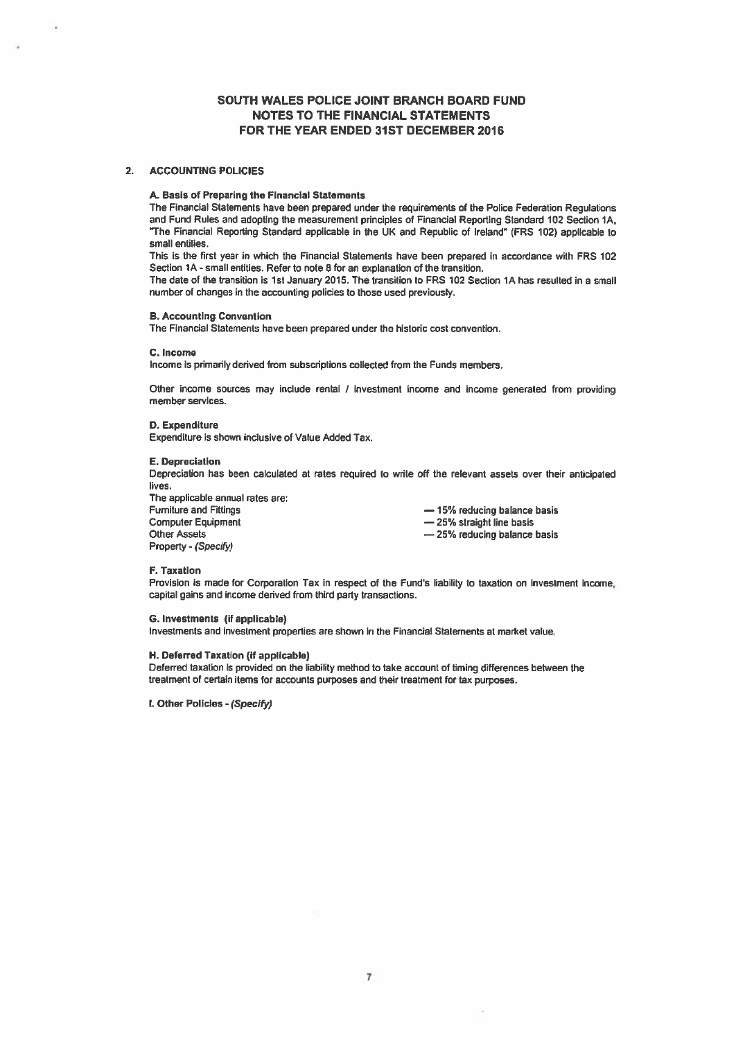# SOUTH WALES POLICE JOINT BRANCH BOARD FUND
# NOTES TO THE FINANCIAL STATEMENTS
# FOR THE YEAR ENDED 31ST DECEMBER 2016

## 2. ACCOUNTING POLICIES

### A. Basis of Preparing the Financial Statements

The Financial Statements have been prepared under the requirements of the Police Federation Regulations and Fund Rules and adopting the measurement principles of Financial Reporting Standard 102 Section 1A, "The Financial Reporting Standard applicable in the UK and Republic of Ireland" (FRS 102) applicable to small entities.

This is the first year in which the Financial Statements have been prepared in accordance with FRS 102 Section 1A - small entities. Refer to note 8 for an explanation of the transition.

The date of the transition is 1st January 2015. The transition to FRS 102 Section 1A has resulted in a small number of changes in the accounting policies to those used previously.

### B. Accounting Convention

The Financial Statements have been prepared under the historic cost convention.

### C. Income

Income is primarily derived from subscriptions collected from the Funds members.

Other income sources may include rental / investment income and income generated from providing member services.

### D. Expenditure

Expenditure is shown inclusive of Value Added Tax.

### E. Depreciation

Depreciation has been calculated at rates required to write off the relevant assets over their anticipated lives.

The applicable annual rates are:

| | |
|---|---|
| Furniture and Fittings | — 15% reducing balance basis |
| Computer Equipment | — 25% straight line basis |
| Other Assets | — 25% reducing balance basis |
| Property - *(Specify)* | |

### F. Taxation

Provision is made for Corporation Tax in respect of the Fund's liability to taxation on investment income, capital gains and income derived from third party transactions.

### G. Investments (if applicable)

Investments and investment properties are shown in the Financial Statements at market value.

### H. Deferred Taxation (if applicable)

Deferred taxation is provided on the liability method to take account of timing differences between the treatment of certain items for accounts purposes and their treatment for tax purposes.

### I. Other Policies - *(Specify)*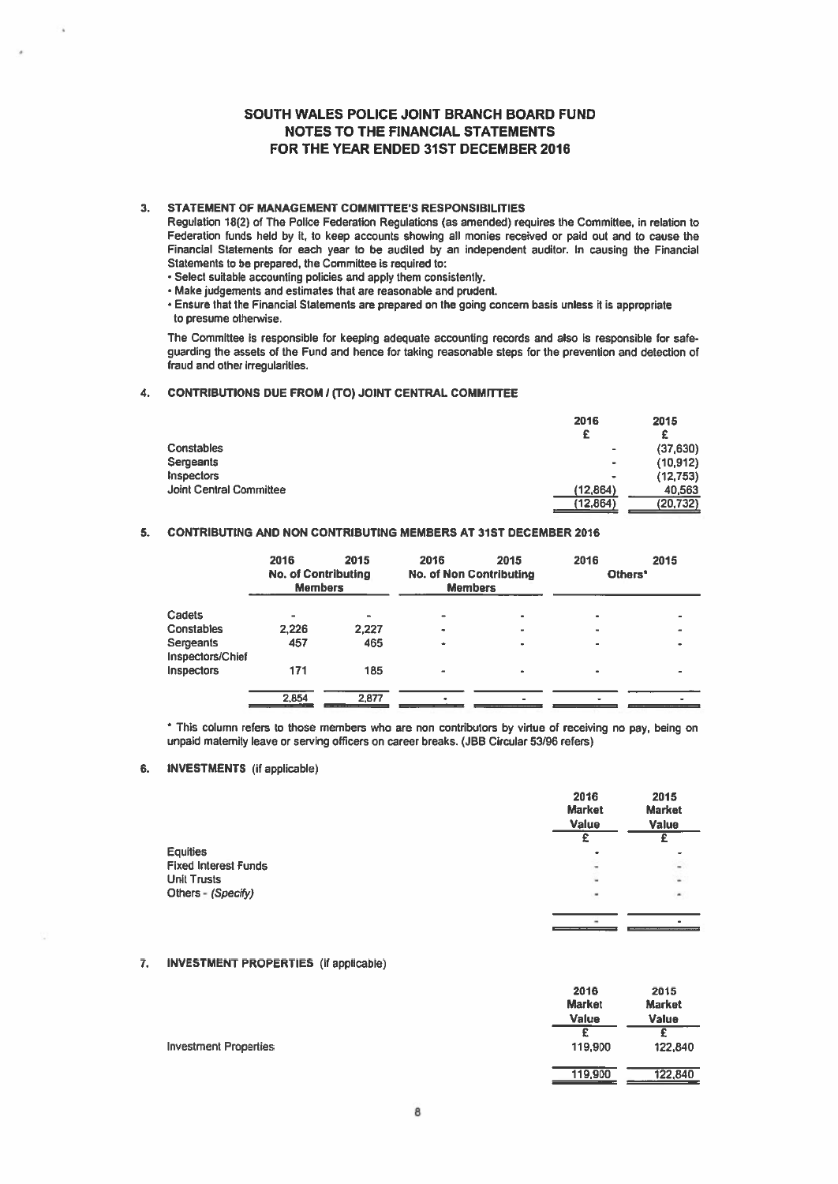# SOUTH WALES POLICE JOINT BRANCH BOARD FUND
# NOTES TO THE FINANCIAL STATEMENTS
# FOR THE YEAR ENDED 31ST DECEMBER 2016

## 3. STATEMENT OF MANAGEMENT COMMITTEE'S RESPONSIBILITIES

Regulation 18(2) of The Police Federation Regulations (as amended) requires the Committee, in relation to Federation funds held by it, to keep accounts showing all monies received or paid out and to cause the Financial Statements for each year to be audited by an independent auditor. In causing the Financial Statements to be prepared, the Committee is required to:

- Select suitable accounting policies and apply them consistently.
- Make judgements and estimates that are reasonable and prudent.
- Ensure that the Financial Statements are prepared on the going concern basis unless it is appropriate to presume otherwise.

The Committee is responsible for keeping adequate accounting records and also is responsible for safe-guarding the assets of the Fund and hence for taking reasonable steps for the prevention and detection of fraud and other irregularities.

## 4. CONTRIBUTIONS DUE FROM / (TO) JOINT CENTRAL COMMITTEE

| | 2016 | 2015 |
|---|---|---|
| | £ | £ |
| Constables | - | (37,630) |
| Sergeants | - | (10,912) |
| Inspectors | - | (12,753) |
| Joint Central Committee | (12,864) | 40,563 |
| | (12,864) | (20,732) |

## 5. CONTRIBUTING AND NON CONTRIBUTING MEMBERS AT 31ST DECEMBER 2016

| | 2016 | 2015 | 2016 | 2015 | 2016 | 2015 |
|---|---|---|---|---|---|---|
| | No. of Contributing Members | | No. of Non Contributing Members | | Others* | |
| Cadets | - | - | - | - | - | - |
| Constables | 2,226 | 2,227 | - | - | - | - |
| Sergeants | 457 | 465 | - | - | - | - |
| Inspectors/Chief Inspectors | 171 | 185 | - | - | - | - |
| | 2,854 | 2,877 | - | - | - | - |

\* This column refers to those members who are non contributors by virtue of receiving no pay, being on unpaid maternity leave or serving officers on career breaks. (JBB Circular 53/96 refers)

## 6. INVESTMENTS (if applicable)

| | 2016 Market Value | 2015 Market Value |
|---|---|---|
| | £ | £ |
| Equities | - | - |
| Fixed Interest Funds | - | - |
| Unit Trusts | - | - |
| Others - *(Specify)* | - | - |
| | - | - |

## 7. INVESTMENT PROPERTIES (if applicable)

| | 2016 Market Value | 2015 Market Value |
|---|---|---|
| | £ | £ |
| Investment Properties | 119,900 | 122,840 |
| | 119,900 | 122,840 |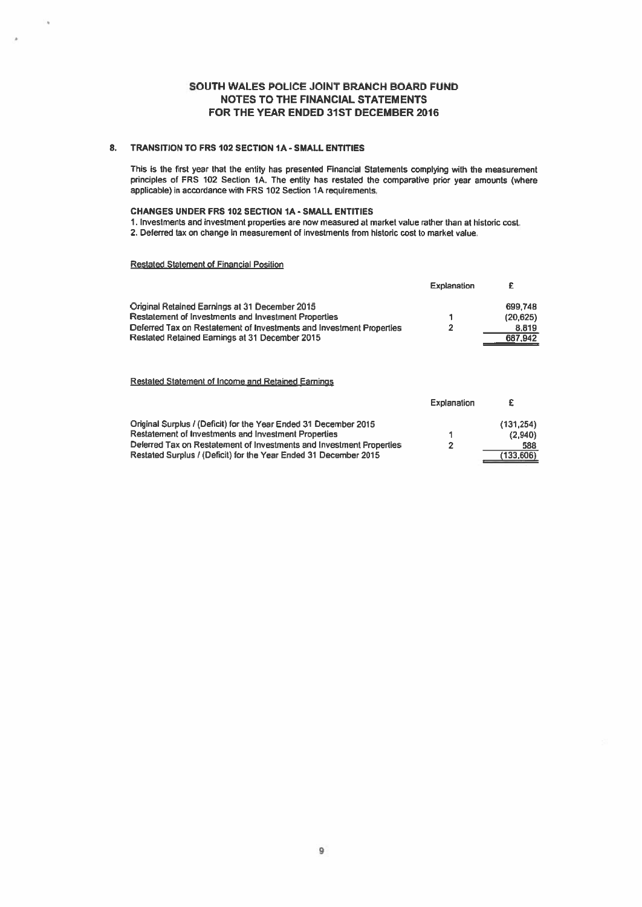# SOUTH WALES POLICE JOINT BRANCH BOARD FUND
## NOTES TO THE FINANCIAL STATEMENTS
## FOR THE YEAR ENDED 31ST DECEMBER 2016

### 8. TRANSITION TO FRS 102 SECTION 1A - SMALL ENTITIES

This is the first year that the entity has presented Financial Statements complying with the measurement principles of FRS 102 Section 1A. The entity has restated the comparative prior year amounts (where applicable) in accordance with FRS 102 Section 1A requirements.

**CHANGES UNDER FRS 102 SECTION 1A - SMALL ENTITIES**

1. Investments and investment properties are now measured at market value rather than at historic cost.
2. Deferred tax on change in measurement of investments from historic cost to market value.

Restated Statement of Financial Position

| | Explanation | £ |
|---|---|---|
| Original Retained Earnings at 31 December 2015 | | 699,748 |
| Restatement of Investments and Investment Properties | 1 | (20,625) |
| Deferred Tax on Restatement of Investments and Investment Properties | 2 | 8,819 |
| Restated Retained Earnings at 31 December 2015 | | 687,942 |

Restated Statement of Income and Retained Earnings

| | Explanation | £ |
|---|---|---|
| Original Surplus / (Deficit) for the Year Ended 31 December 2015 | | (131,254) |
| Restatement of Investments and Investment Properties | 1 | (2,940) |
| Deferred Tax on Restatement of Investments and Investment Properties | 2 | 588 |
| Restated Surplus / (Deficit) for the Year Ended 31 December 2015 | | (133,606) |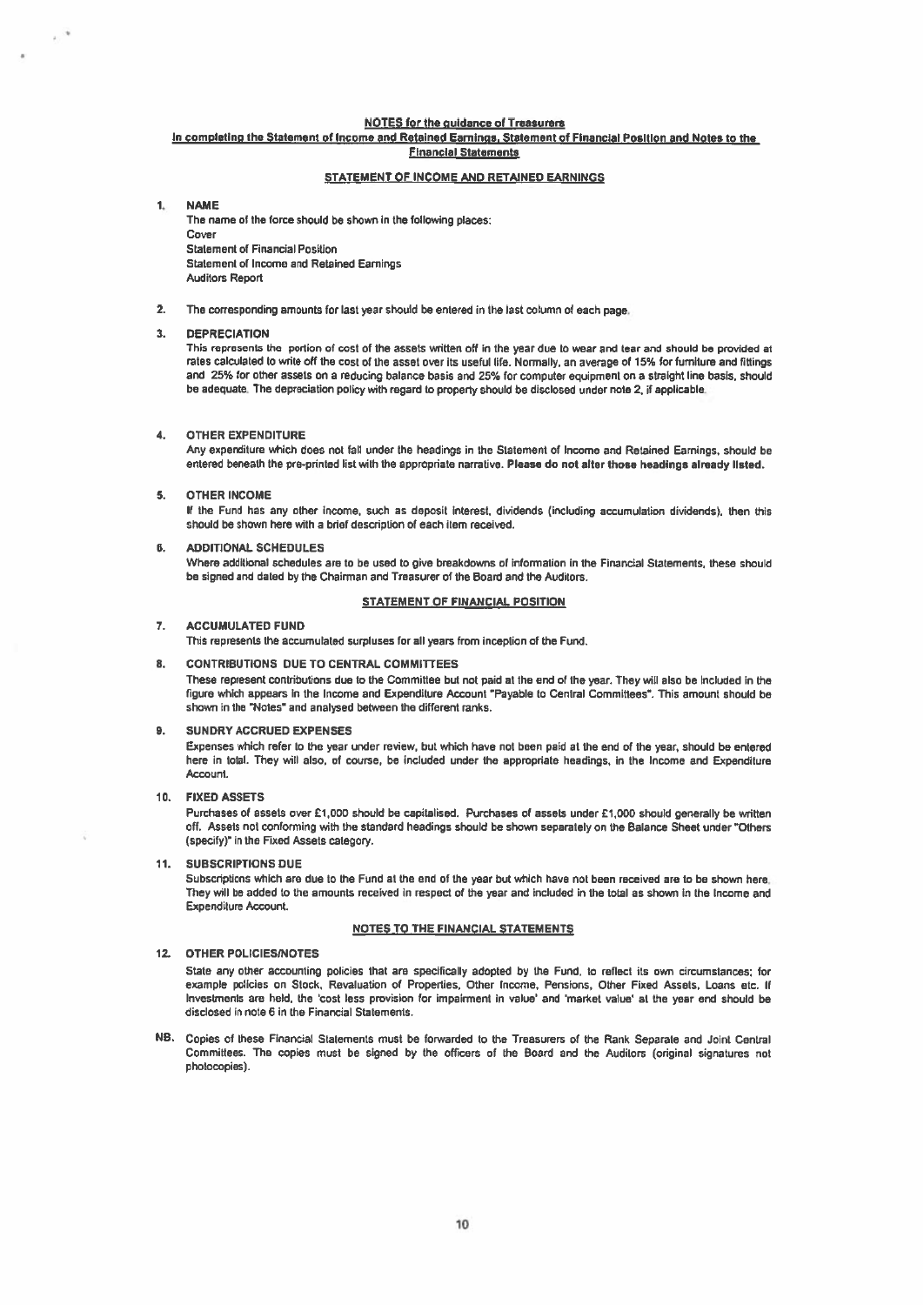**NOTES for the guidance of Treasurers**
**In completing the Statement of Income and Retained Earnings, Statement of Financial Position and Notes to the Financial Statements**

**STATEMENT OF INCOME AND RETAINED EARNINGS**

1. **NAME**
   The name of the force should be shown in the following places:
   Cover
   Statement of Financial Position
   Statement of Income and Retained Earnings
   Auditors Report

2. The corresponding amounts for last year should be entered in the last column of each page.

3. **DEPRECIATION**
   This represents the portion of cost of the assets written off in the year due to wear and tear and should be provided at rates calculated to write off the cost of the asset over its useful life. Normally, an average of 15% for furniture and fittings and 25% for other assets on a reducing balance basis and 25% for computer equipment on a straight line basis, should be adequate. The depreciation policy with regard to property should be disclosed under note 2, if applicable.

4. **OTHER EXPENDITURE**
   Any expenditure which does not fall under the headings in the Statement of Income and Retained Earnings, should be entered beneath the pre-printed list with the appropriate narrative. **Please do not alter those headings already listed.**

5. **OTHER INCOME**
   If the Fund has any other income, such as deposit interest, dividends (including accumulation dividends), then this should be shown here with a brief description of each item received.

6. **ADDITIONAL SCHEDULES**
   Where additional schedules are to be used to give breakdowns of information in the Financial Statements, these should be signed and dated by the Chairman and Treasurer of the Board and the Auditors.

**STATEMENT OF FINANCIAL POSITION**

7. **ACCUMULATED FUND**
   This represents the accumulated surpluses for all years from inception of the Fund.

8. **CONTRIBUTIONS DUE TO CENTRAL COMMITTEES**
   These represent contributions due to the Committee but not paid at the end of the year. They will also be included in the figure which appears in the Income and Expenditure Account "Payable to Central Committees". This amount should be shown in the "Notes" and analysed between the different ranks.

9. **SUNDRY ACCRUED EXPENSES**
   Expenses which refer to the year under review, but which have not been paid at the end of the year, should be entered here in total. They will also, of course, be included under the appropriate headings, in the Income and Expenditure Account.

10. **FIXED ASSETS**
    Purchases of assets over £1,000 should be capitalised. Purchases of assets under £1,000 should generally be written off. Assets not conforming with the standard headings should be shown separately on the Balance Sheet under "Others (specify)" in the Fixed Assets category.

11. **SUBSCRIPTIONS DUE**
    Subscriptions which are due to the Fund at the end of the year but which have not been received are to be shown here. They will be added to the amounts received in respect of the year and included in the total as shown in the Income and Expenditure Account.

**NOTES TO THE FINANCIAL STATEMENTS**

12. **OTHER POLICIES/NOTES**
    State any other accounting policies that are specifically adopted by the Fund, to reflect its own circumstances; for example policies on Stock, Revaluation of Properties, Other Income, Pensions, Other Fixed Assets, Loans etc. If Investments are held, the 'cost less provision for impairment in value' and 'market value' at the year end should be disclosed in note 6 in the Financial Statements.

**NB.** Copies of these Financial Statements must be forwarded to the Treasurers of the Rank Separate and Joint Central Committees. The copies must be signed by the officers of the Board and the Auditors (original signatures not photocopies).